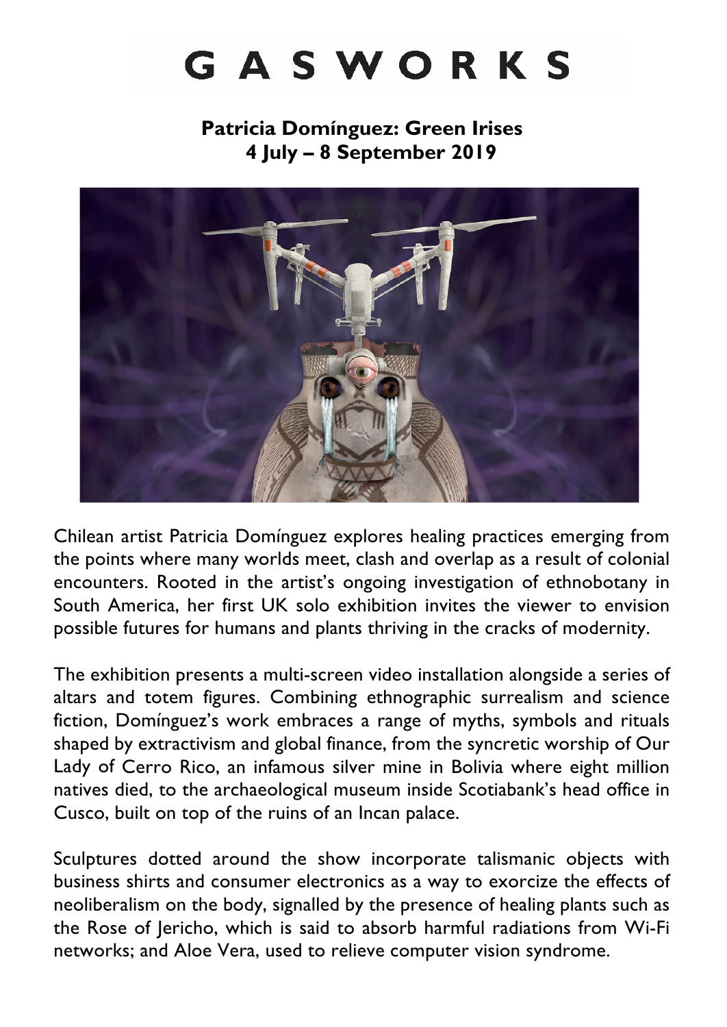# GASWORKS

## Patricia Domínguez: Green Irises
## 4 July – 8 September 2019

Chilean artist Patricia Domínguez explores healing practices emerging from the points where many worlds meet, clash and overlap as a result of colonial encounters. Rooted in the artist's ongoing investigation of ethnobotany in South America, her first UK solo exhibition invites the viewer to envision possible futures for humans and plants thriving in the cracks of modernity.

The exhibition presents a multi-screen video installation alongside a series of altars and totem figures. Combining ethnographic surrealism and science fiction, Domínguez's work embraces a range of myths, symbols and rituals shaped by extractivism and global finance, from the syncretic worship of Our Lady of Cerro Rico, an infamous silver mine in Bolivia where eight million natives died, to the archaeological museum inside Scotiabank's head office in Cusco, built on top of the ruins of an Incan palace.

Sculptures dotted around the show incorporate talismanic objects with business shirts and consumer electronics as a way to exorcize the effects of neoliberalism on the body, signalled by the presence of healing plants such as the Rose of Jericho, which is said to absorb harmful radiations from Wi-Fi networks; and Aloe Vera, used to relieve computer vision syndrome.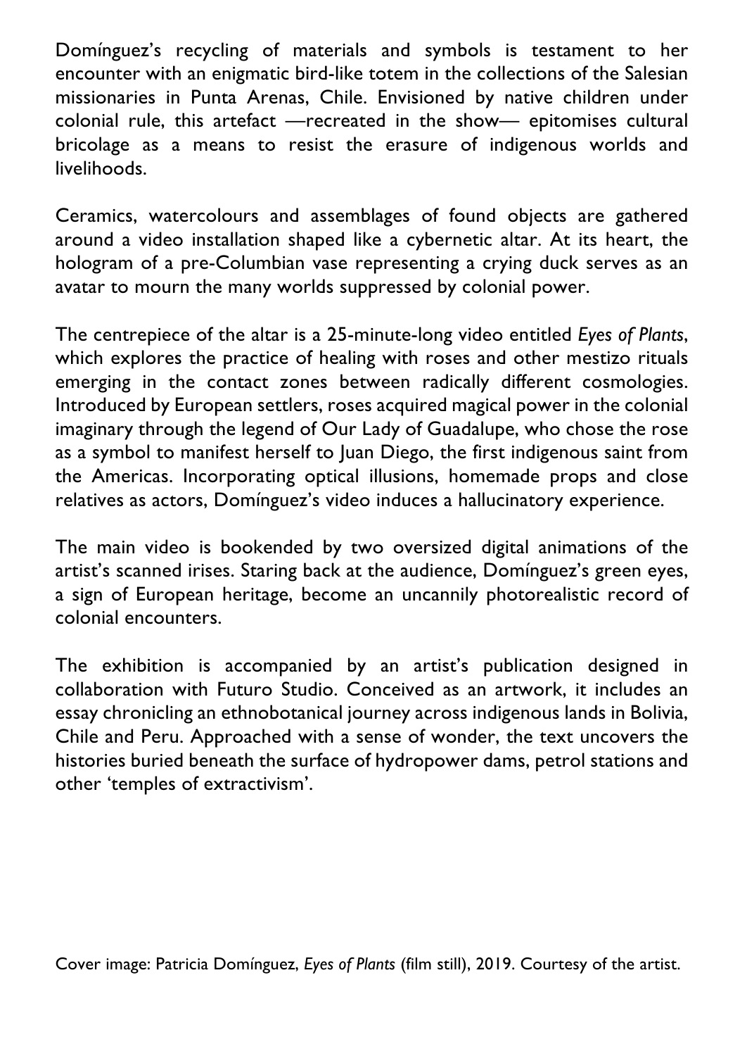Domínguez's recycling of materials and symbols is testament to her encounter with an enigmatic bird-like totem in the collections of the Salesian missionaries in Punta Arenas, Chile. Envisioned by native children under colonial rule, this artefact —recreated in the show— epitomises cultural bricolage as a means to resist the erasure of indigenous worlds and livelihoods.

Ceramics, watercolours and assemblages of found objects are gathered around a video installation shaped like a cybernetic altar. At its heart, the hologram of a pre-Columbian vase representing a crying duck serves as an avatar to mourn the many worlds suppressed by colonial power.

The centrepiece of the altar is a 25-minute-long video entitled *Eyes of Plants*, which explores the practice of healing with roses and other mestizo rituals emerging in the contact zones between radically different cosmologies. Introduced by European settlers, roses acquired magical power in the colonial imaginary through the legend of Our Lady of Guadalupe, who chose the rose as a symbol to manifest herself to Juan Diego, the first indigenous saint from the Americas. Incorporating optical illusions, homemade props and close relatives as actors, Domínguez's video induces a hallucinatory experience.

The main video is bookended by two oversized digital animations of the artist's scanned irises. Staring back at the audience, Domínguez's green eyes, a sign of European heritage, become an uncannily photorealistic record of colonial encounters.

The exhibition is accompanied by an artist's publication designed in collaboration with Futuro Studio. Conceived as an artwork, it includes an essay chronicling an ethnobotanical journey across indigenous lands in Bolivia, Chile and Peru. Approached with a sense of wonder, the text uncovers the histories buried beneath the surface of hydropower dams, petrol stations and other 'temples of extractivism'.

Cover image: Patricia Domínguez, *Eyes of Plants* (film still), 2019. Courtesy of the artist.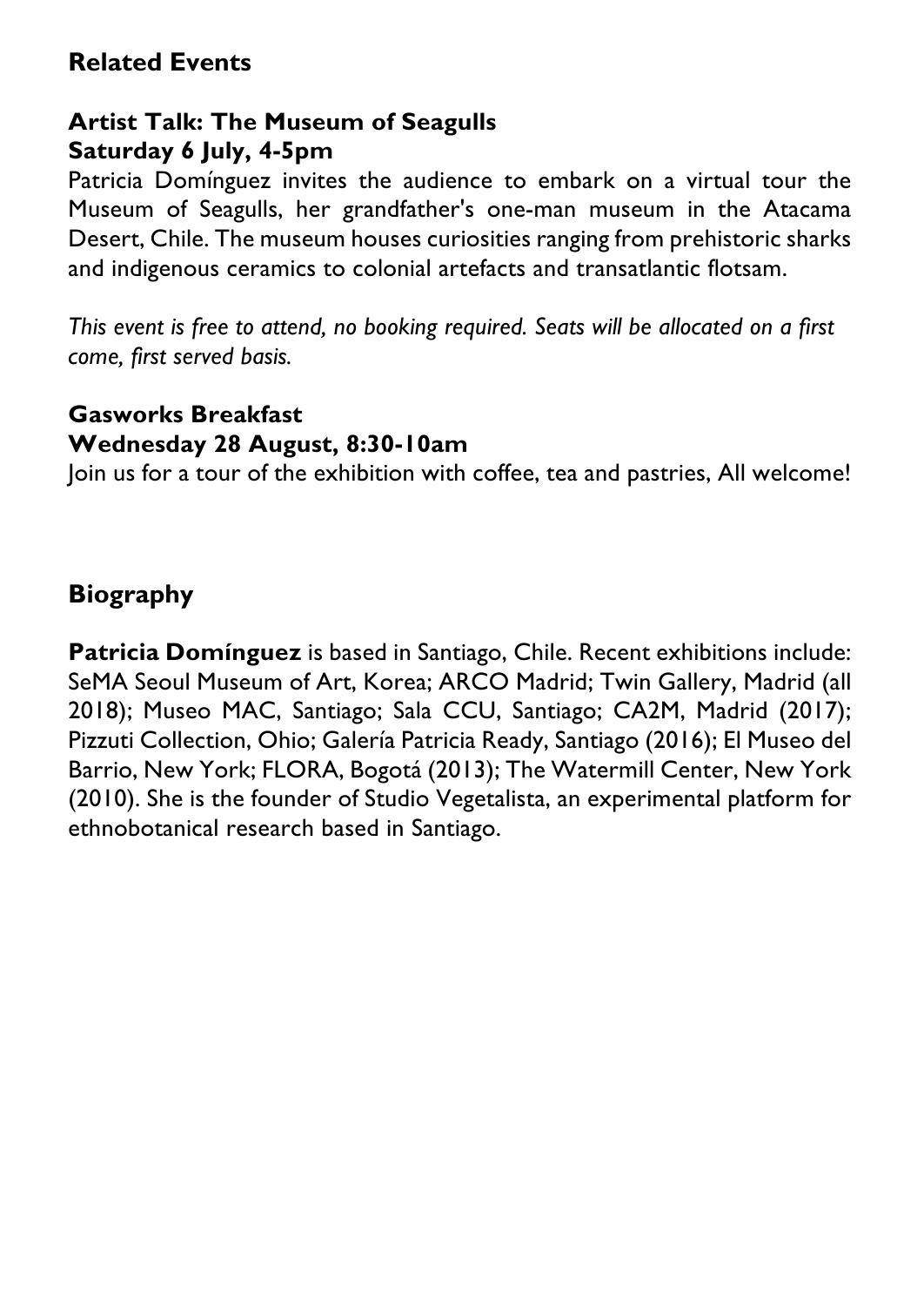## Related Events

### Artist Talk: The Museum of Seagulls
### Saturday 6 July, 4-5pm

Patricia Domínguez invites the audience to embark on a virtual tour the Museum of Seagulls, her grandfather's one-man museum in the Atacama Desert, Chile. The museum houses curiosities ranging from prehistoric sharks and indigenous ceramics to colonial artefacts and transatlantic flotsam.

*This event is free to attend, no booking required. Seats will be allocated on a first come, first served basis.*

### Gasworks Breakfast
### Wednesday 28 August, 8:30-10am

Join us for a tour of the exhibition with coffee, tea and pastries, All welcome!

## Biography

**Patricia Domínguez** is based in Santiago, Chile. Recent exhibitions include: SeMA Seoul Museum of Art, Korea; ARCO Madrid; Twin Gallery, Madrid (all 2018); Museo MAC, Santiago; Sala CCU, Santiago; CA2M, Madrid (2017); Pizzuti Collection, Ohio; Galería Patricia Ready, Santiago (2016); El Museo del Barrio, New York; FLORA, Bogotá (2013); The Watermill Center, New York (2010). She is the founder of Studio Vegetalista, an experimental platform for ethnobotanical research based in Santiago.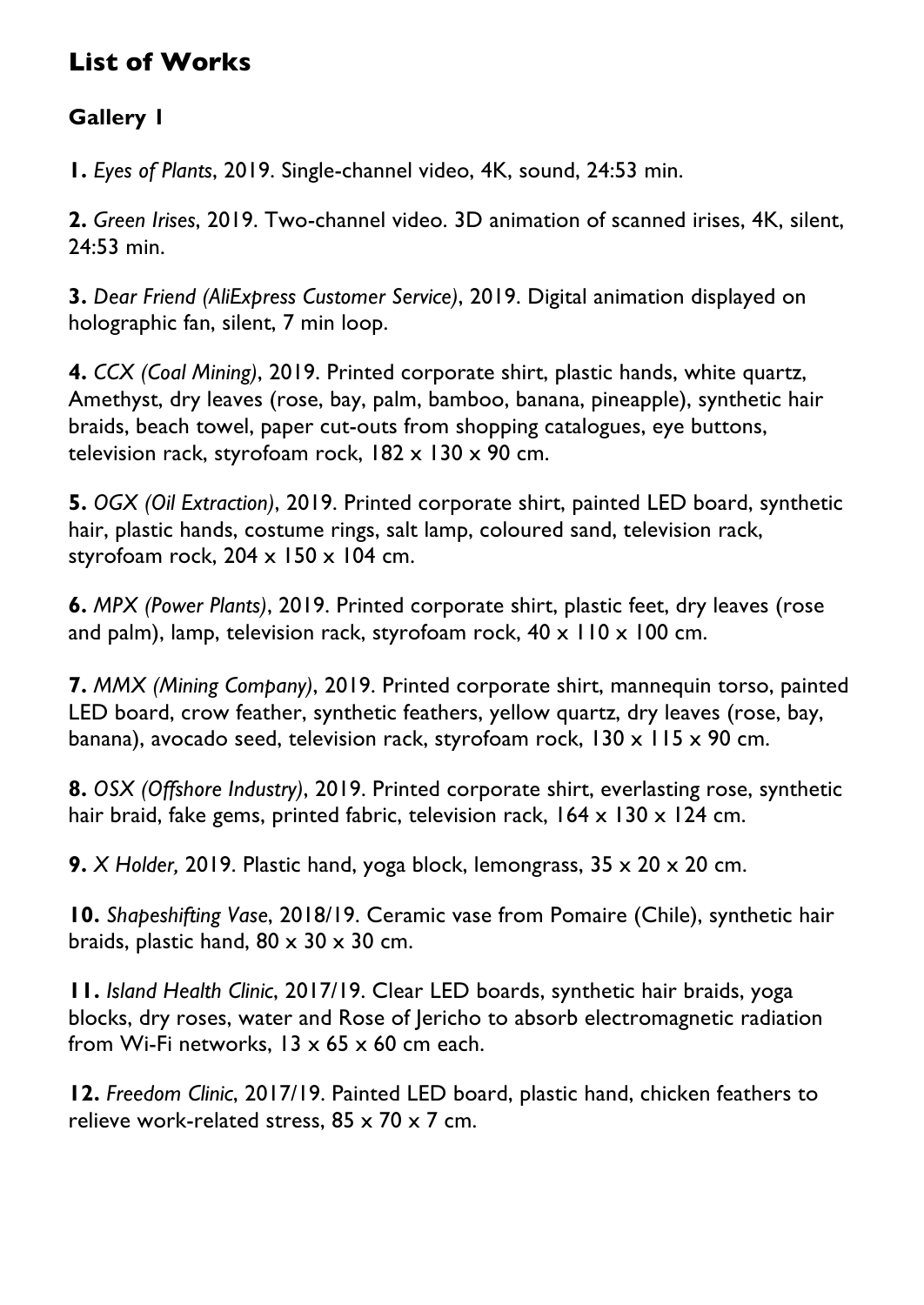## List of Works

### Gallery 1

**1.** *Eyes of Plants*, 2019. Single-channel video, 4K, sound, 24:53 min.

**2.** *Green Irises*, 2019. Two-channel video. 3D animation of scanned irises, 4K, silent, 24:53 min.

**3.** *Dear Friend (AliExpress Customer Service)*, 2019. Digital animation displayed on holographic fan, silent, 7 min loop.

**4.** *CCX (Coal Mining)*, 2019. Printed corporate shirt, plastic hands, white quartz, Amethyst, dry leaves (rose, bay, palm, bamboo, banana, pineapple), synthetic hair braids, beach towel, paper cut-outs from shopping catalogues, eye buttons, television rack, styrofoam rock, 182 x 130 x 90 cm.

**5.** *OGX (Oil Extraction)*, 2019. Printed corporate shirt, painted LED board, synthetic hair, plastic hands, costume rings, salt lamp, coloured sand, television rack, styrofoam rock, 204 x 150 x 104 cm.

**6.** *MPX (Power Plants)*, 2019. Printed corporate shirt, plastic feet, dry leaves (rose and palm), lamp, television rack, styrofoam rock, 40 x 110 x 100 cm.

**7.** *MMX (Mining Company)*, 2019. Printed corporate shirt, mannequin torso, painted LED board, crow feather, synthetic feathers, yellow quartz, dry leaves (rose, bay, banana), avocado seed, television rack, styrofoam rock, 130 x 115 x 90 cm.

**8.** *OSX (Offshore Industry)*, 2019. Printed corporate shirt, everlasting rose, synthetic hair braid, fake gems, printed fabric, television rack, 164 x 130 x 124 cm.

**9.** *X Holder,* 2019. Plastic hand, yoga block, lemongrass, 35 x 20 x 20 cm.

**10.** *Shapeshifting Vase*, 2018/19. Ceramic vase from Pomaire (Chile), synthetic hair braids, plastic hand, 80 x 30 x 30 cm.

**11.** *Island Health Clinic*, 2017/19. Clear LED boards, synthetic hair braids, yoga blocks, dry roses, water and Rose of Jericho to absorb electromagnetic radiation from Wi-Fi networks, 13 x 65 x 60 cm each.

**12.** *Freedom Clinic*, 2017/19. Painted LED board, plastic hand, chicken feathers to relieve work-related stress, 85 x 70 x 7 cm.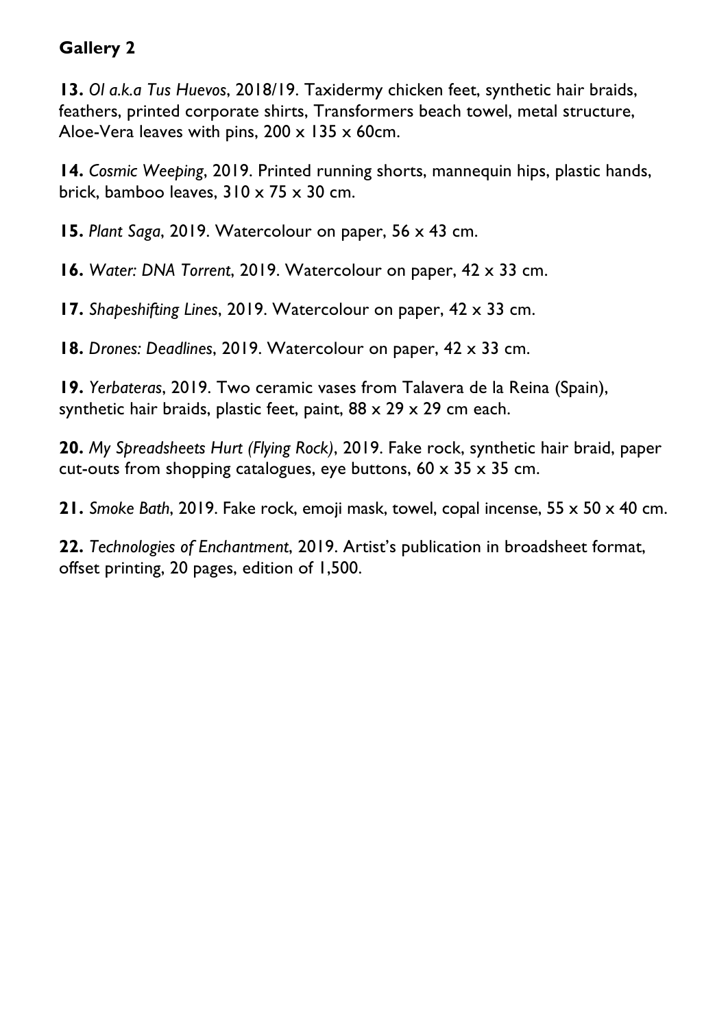## Gallery 2

**13.** *Ol a.k.a Tus Huevos*, 2018/19. Taxidermy chicken feet, synthetic hair braids, feathers, printed corporate shirts, Transformers beach towel, metal structure, Aloe-Vera leaves with pins, 200 x 135 x 60cm.

**14.** *Cosmic Weeping*, 2019. Printed running shorts, mannequin hips, plastic hands, brick, bamboo leaves, 310 x 75 x 30 cm.

**15.** *Plant Saga*, 2019. Watercolour on paper, 56 x 43 cm.

**16.** *Water: DNA Torrent*, 2019. Watercolour on paper, 42 x 33 cm.

**17.** *Shapeshifting Lines*, 2019. Watercolour on paper, 42 x 33 cm.

**18.** *Drones: Deadlines*, 2019. Watercolour on paper, 42 x 33 cm.

**19.** *Yerbateras*, 2019. Two ceramic vases from Talavera de la Reina (Spain), synthetic hair braids, plastic feet, paint, 88 x 29 x 29 cm each.

**20.** *My Spreadsheets Hurt (Flying Rock)*, 2019. Fake rock, synthetic hair braid, paper cut-outs from shopping catalogues, eye buttons, 60 x 35 x 35 cm.

**21.** *Smoke Bath*, 2019. Fake rock, emoji mask, towel, copal incense, 55 x 50 x 40 cm.

**22.** *Technologies of Enchantment*, 2019. Artist's publication in broadsheet format, offset printing, 20 pages, edition of 1,500.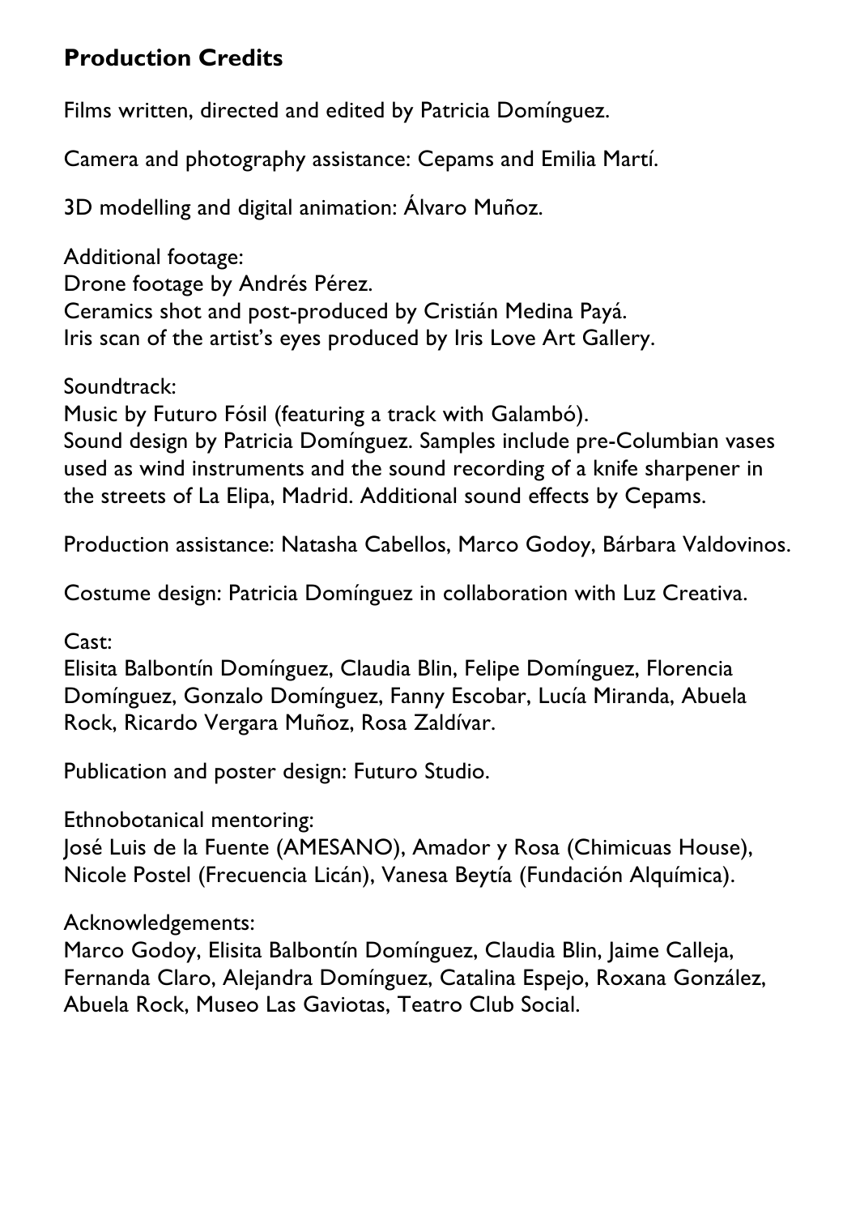## Production Credits

Films written, directed and edited by Patricia Domínguez.

Camera and photography assistance: Cepams and Emilia Martí.

3D modelling and digital animation: Álvaro Muñoz.

Additional footage:
Drone footage by Andrés Pérez.
Ceramics shot and post-produced by Cristián Medina Payá.
Iris scan of the artist's eyes produced by Iris Love Art Gallery.

Soundtrack:
Music by Futuro Fósil (featuring a track with Galambó).
Sound design by Patricia Domínguez. Samples include pre-Columbian vases used as wind instruments and the sound recording of a knife sharpener in the streets of La Elipa, Madrid. Additional sound effects by Cepams.

Production assistance: Natasha Cabellos, Marco Godoy, Bárbara Valdovinos.

Costume design: Patricia Domínguez in collaboration with Luz Creativa.

Cast:
Elisita Balbontín Domínguez, Claudia Blin, Felipe Domínguez, Florencia Domínguez, Gonzalo Domínguez, Fanny Escobar, Lucía Miranda, Abuela Rock, Ricardo Vergara Muñoz, Rosa Zaldívar.

Publication and poster design: Futuro Studio.

Ethnobotanical mentoring:
José Luis de la Fuente (AMESANO), Amador y Rosa (Chimicuas House), Nicole Postel (Frecuencia Licán), Vanesa Beytía (Fundación Alquímica).

Acknowledgements:
Marco Godoy, Elisita Balbontín Domínguez, Claudia Blin, Jaime Calleja, Fernanda Claro, Alejandra Domínguez, Catalina Espejo, Roxana González, Abuela Rock, Museo Las Gaviotas, Teatro Club Social.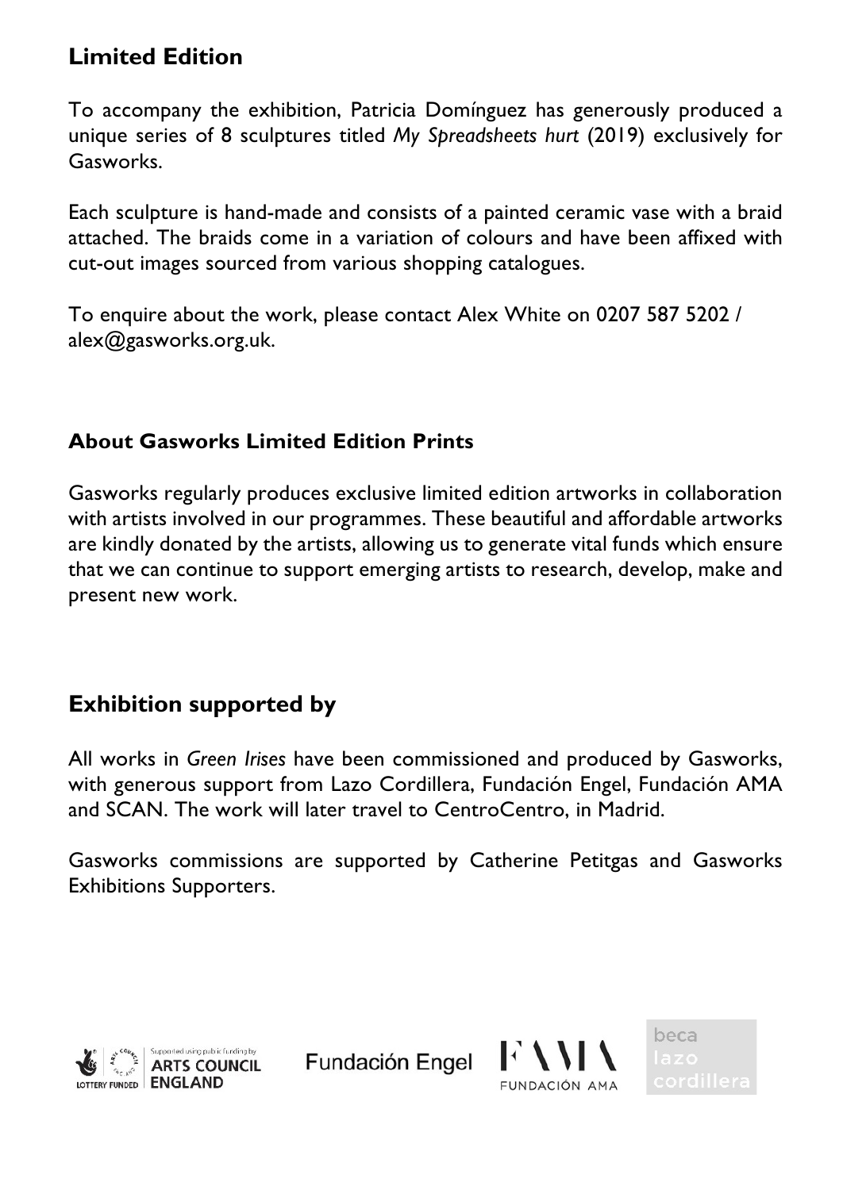## Limited Edition

To accompany the exhibition, Patricia Domínguez has generously produced a unique series of 8 sculptures titled *My Spreadsheets hurt* (2019) exclusively for Gasworks.

Each sculpture is hand-made and consists of a painted ceramic vase with a braid attached. The braids come in a variation of colours and have been affixed with cut-out images sourced from various shopping catalogues.

To enquire about the work, please contact Alex White on 0207 587 5202 / alex@gasworks.org.uk.

### About Gasworks Limited Edition Prints

Gasworks regularly produces exclusive limited edition artworks in collaboration with artists involved in our programmes. These beautiful and affordable artworks are kindly donated by the artists, allowing us to generate vital funds which ensure that we can continue to support emerging artists to research, develop, make and present new work.

## Exhibition supported by

All works in *Green Irises* have been commissioned and produced by Gasworks, with generous support from Lazo Cordillera, Fundación Engel, Fundación AMA and SCAN. The work will later travel to CentroCentro, in Madrid.

Gasworks commissions are supported by Catherine Petitgas and Gasworks Exhibitions Supporters.

Supported using public funding by ARTS COUNCIL ENGLAND LOTTERY FUNDED

Fundación Engel

FUNDACIÓN AMA

beca lazo cordillera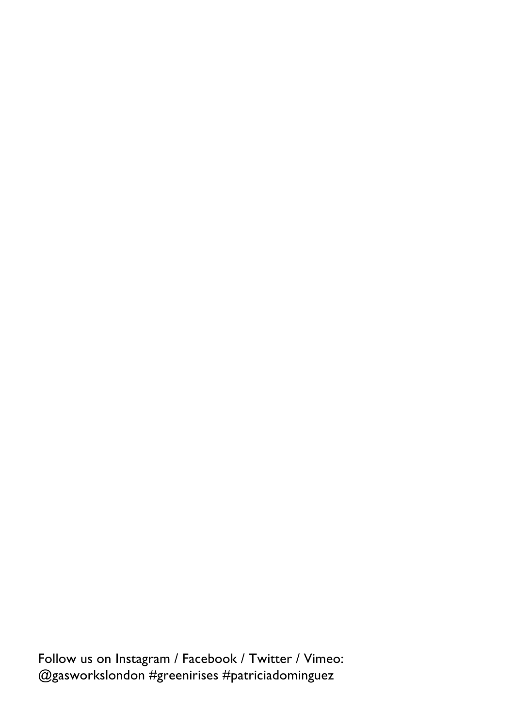Follow us on Instagram / Facebook / Twitter / Vimeo:
@gasworkslondon #greenirises #patriciadominguez